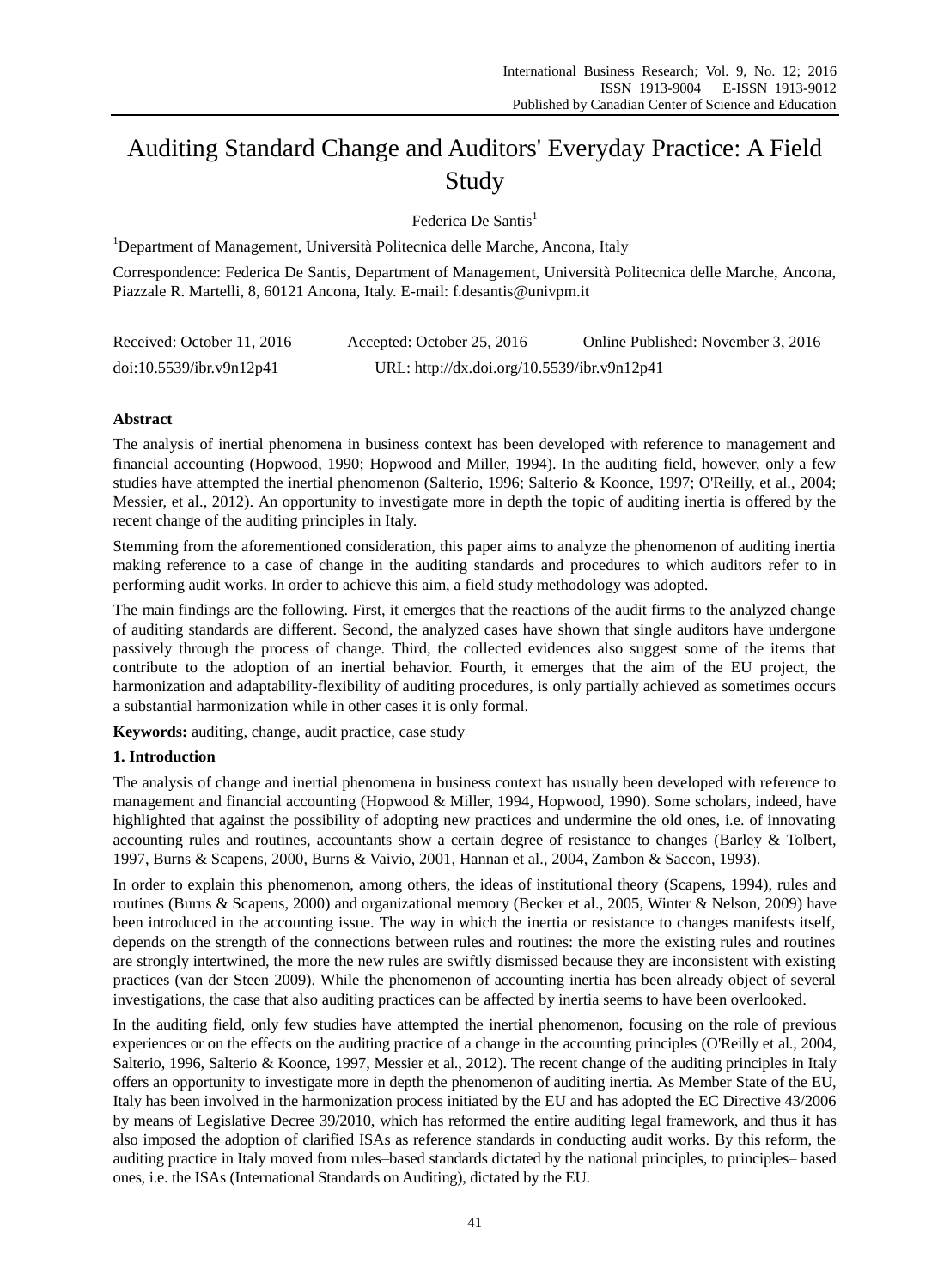# Auditing Standard Change and Auditors' Everyday Practice: A Field Study

Federica De Santis[1]

[1]Department of Management, Università Politecnica delle Marche, Ancona, Italy

Correspondence: Federica De Santis, Department of Management, Università Politecnica delle Marche, Ancona, Piazzale R. Martelli, 8, 60121 Ancona, Italy. E-mail: f.desantis@univpm.it

Received: October 11, 2016 Accepted: October 25, 2016 Online Published: November 3, 2016

doi:10.5539/ibr.v9n12p41 URL: http://dx.doi.org/10.5539/ibr.v9n12p41

**Abstract**

The analysis of inertial phenomena in business context has been developed with reference to management and financial accounting (Hopwood, 1990; Hopwood and Miller, 1994). In the auditing field, however, only a few studies have attempted the inertial phenomenon (Salterio, 1996; Salterio & Koonce, 1997; O'Reilly, et al., 2004; Messier, et al., 2012). An opportunity to investigate more in depth the topic of auditing inertia is offered by the recent change of the auditing principles in Italy.

Stemming from the aforementioned consideration, this paper aims to analyze the phenomenon of auditing inertia making reference to a case of change in the auditing standards and procedures to which auditors refer to in performing audit works. In order to achieve this aim, a field study methodology was adopted.

The main findings are the following. First, it emerges that the reactions of the audit firms to the analyzed change of auditing standards are different. Second, the analyzed cases have shown that single auditors have undergone passively through the process of change. Third, the collected evidences also suggest some of the items that contribute to the adoption of an inertial behavior. Fourth, it emerges that the aim of the EU project, the harmonization and adaptability-flexibility of auditing procedures, is only partially achieved as sometimes occurs a substantial harmonization while in other cases it is only formal.

**Keywords:** auditing, change, audit practice, case study

## 1. Introduction

The analysis of change and inertial phenomena in business context has usually been developed with reference to management and financial accounting (Hopwood & Miller, 1994, Hopwood, 1990). Some scholars, indeed, have highlighted that against the possibility of adopting new practices and undermine the old ones, i.e. of innovating accounting rules and routines, accountants show a certain degree of resistance to changes (Barley & Tolbert, 1997, Burns & Scapens, 2000, Burns & Vaivio, 2001, Hannan et al., 2004, Zambon & Saccon, 1993).

In order to explain this phenomenon, among others, the ideas of institutional theory (Scapens, 1994), rules and routines (Burns & Scapens, 2000) and organizational memory (Becker et al., 2005, Winter & Nelson, 2009) have been introduced in the accounting issue. The way in which the inertia or resistance to changes manifests itself, depends on the strength of the connections between rules and routines: the more the existing rules and routines are strongly intertwined, the more the new rules are swiftly dismissed because they are inconsistent with existing practices (van der Steen 2009). While the phenomenon of accounting inertia has been already object of several investigations, the case that also auditing practices can be affected by inertia seems to have been overlooked.

In the auditing field, only few studies have attempted the inertial phenomenon, focusing on the role of previous experiences or on the effects on the auditing practice of a change in the accounting principles (O'Reilly et al., 2004, Salterio, 1996, Salterio & Koonce, 1997, Messier et al., 2012). The recent change of the auditing principles in Italy offers an opportunity to investigate more in depth the phenomenon of auditing inertia. As Member State of the EU, Italy has been involved in the harmonization process initiated by the EU and has adopted the EC Directive 43/2006 by means of Legislative Decree 39/2010, which has reformed the entire auditing legal framework, and thus it has also imposed the adoption of clarified ISAs as reference standards in conducting audit works. By this reform, the auditing practice in Italy moved from rules–based standards dictated by the national principles, to principles– based ones, i.e. the ISAs (International Standards on Auditing), dictated by the EU.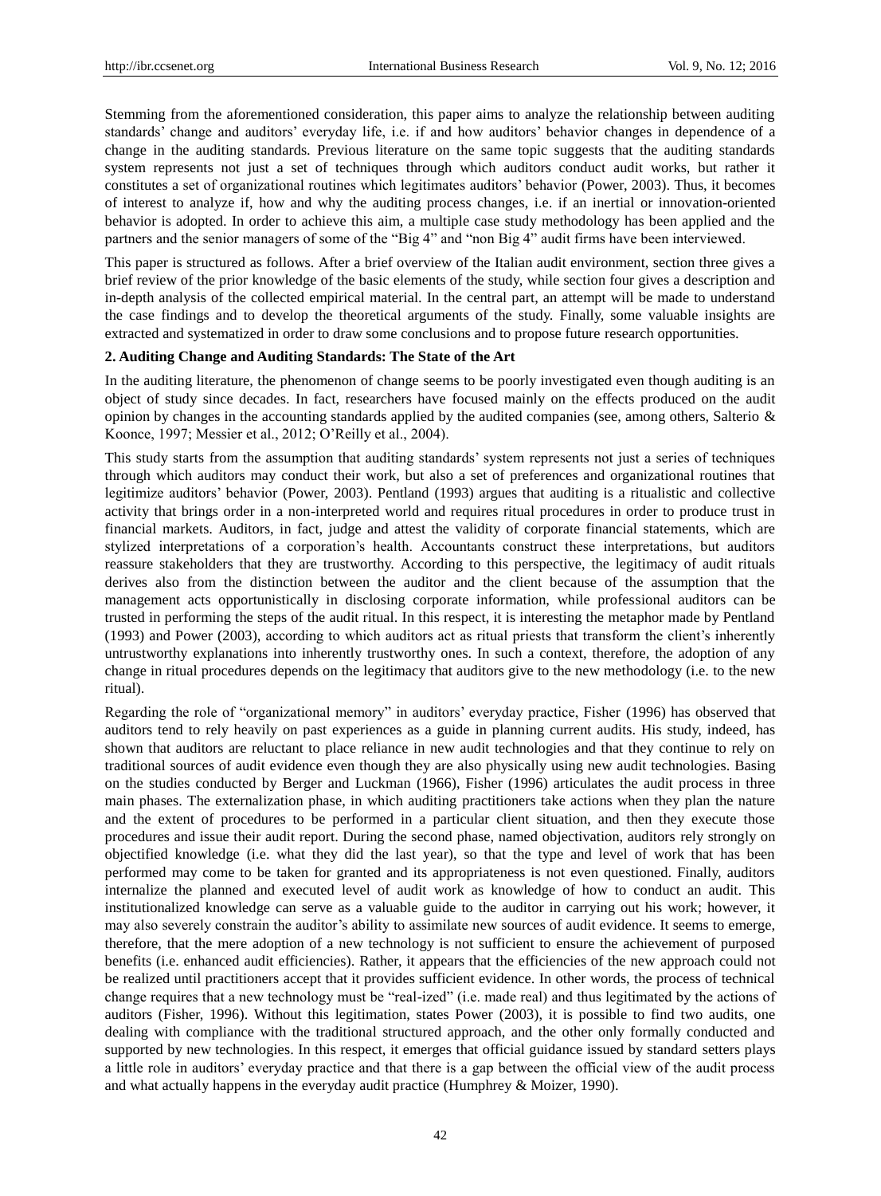Stemming from the aforementioned consideration, this paper aims to analyze the relationship between auditing standards' change and auditors' everyday life, i.e. if and how auditors' behavior changes in dependence of a change in the auditing standards. Previous literature on the same topic suggests that the auditing standards system represents not just a set of techniques through which auditors conduct audit works, but rather it constitutes a set of organizational routines which legitimates auditors' behavior (Power, 2003). Thus, it becomes of interest to analyze if, how and why the auditing process changes, i.e. if an inertial or innovation-oriented behavior is adopted. In order to achieve this aim, a multiple case study methodology has been applied and the partners and the senior managers of some of the "Big 4" and "non Big 4" audit firms have been interviewed.

This paper is structured as follows. After a brief overview of the Italian audit environment, section three gives a brief review of the prior knowledge of the basic elements of the study, while section four gives a description and in-depth analysis of the collected empirical material. In the central part, an attempt will be made to understand the case findings and to develop the theoretical arguments of the study. Finally, some valuable insights are extracted and systematized in order to draw some conclusions and to propose future research opportunities.

## 2. Auditing Change and Auditing Standards: The State of the Art

In the auditing literature, the phenomenon of change seems to be poorly investigated even though auditing is an object of study since decades. In fact, researchers have focused mainly on the effects produced on the audit opinion by changes in the accounting standards applied by the audited companies (see, among others, Salterio & Koonce, 1997; Messier et al., 2012; O'Reilly et al., 2004).

This study starts from the assumption that auditing standards' system represents not just a series of techniques through which auditors may conduct their work, but also a set of preferences and organizational routines that legitimize auditors' behavior (Power, 2003). Pentland (1993) argues that auditing is a ritualistic and collective activity that brings order in a non-interpreted world and requires ritual procedures in order to produce trust in financial markets. Auditors, in fact, judge and attest the validity of corporate financial statements, which are stylized interpretations of a corporation's health. Accountants construct these interpretations, but auditors reassure stakeholders that they are trustworthy. According to this perspective, the legitimacy of audit rituals derives also from the distinction between the auditor and the client because of the assumption that the management acts opportunistically in disclosing corporate information, while professional auditors can be trusted in performing the steps of the audit ritual. In this respect, it is interesting the metaphor made by Pentland (1993) and Power (2003), according to which auditors act as ritual priests that transform the client's inherently untrustworthy explanations into inherently trustworthy ones. In such a context, therefore, the adoption of any change in ritual procedures depends on the legitimacy that auditors give to the new methodology (i.e. to the new ritual).

Regarding the role of "organizational memory" in auditors' everyday practice, Fisher (1996) has observed that auditors tend to rely heavily on past experiences as a guide in planning current audits. His study, indeed, has shown that auditors are reluctant to place reliance in new audit technologies and that they continue to rely on traditional sources of audit evidence even though they are also physically using new audit technologies. Basing on the studies conducted by Berger and Luckman (1966), Fisher (1996) articulates the audit process in three main phases. The externalization phase, in which auditing practitioners take actions when they plan the nature and the extent of procedures to be performed in a particular client situation, and then they execute those procedures and issue their audit report. During the second phase, named objectivation, auditors rely strongly on objectified knowledge (i.e. what they did the last year), so that the type and level of work that has been performed may come to be taken for granted and its appropriateness is not even questioned. Finally, auditors internalize the planned and executed level of audit work as knowledge of how to conduct an audit. This institutionalized knowledge can serve as a valuable guide to the auditor in carrying out his work; however, it may also severely constrain the auditor's ability to assimilate new sources of audit evidence. It seems to emerge, therefore, that the mere adoption of a new technology is not sufficient to ensure the achievement of purposed benefits (i.e. enhanced audit efficiencies). Rather, it appears that the efficiencies of the new approach could not be realized until practitioners accept that it provides sufficient evidence. In other words, the process of technical change requires that a new technology must be "real-ized" (i.e. made real) and thus legitimated by the actions of auditors (Fisher, 1996). Without this legitimation, states Power (2003), it is possible to find two audits, one dealing with compliance with the traditional structured approach, and the other only formally conducted and supported by new technologies. In this respect, it emerges that official guidance issued by standard setters plays a little role in auditors' everyday practice and that there is a gap between the official view of the audit process and what actually happens in the everyday audit practice (Humphrey & Moizer, 1990).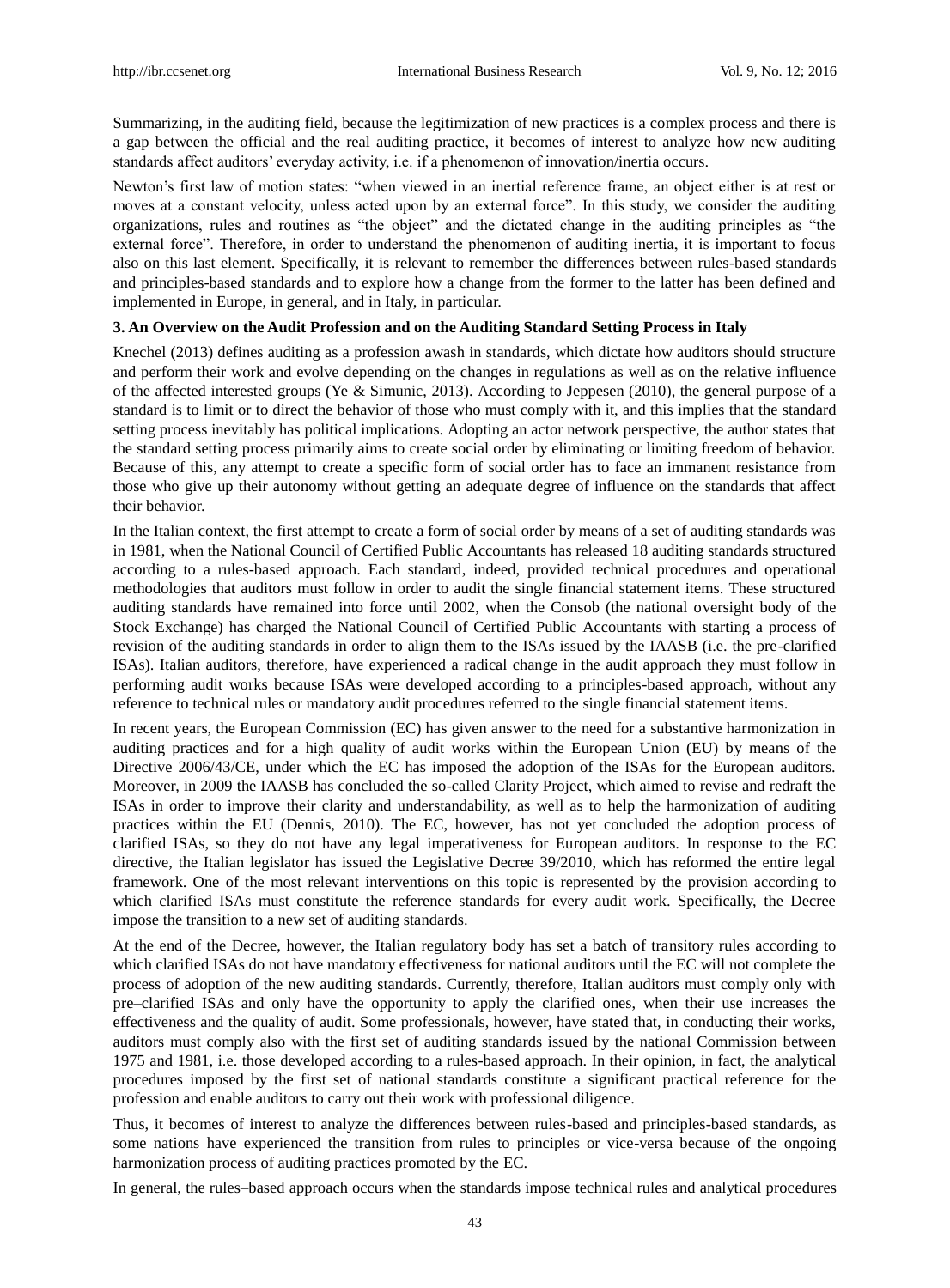Summarizing, in the auditing field, because the legitimization of new practices is a complex process and there is a gap between the official and the real auditing practice, it becomes of interest to analyze how new auditing standards affect auditors' everyday activity, i.e. if a phenomenon of innovation/inertia occurs.

Newton's first law of motion states: "when viewed in an inertial reference frame, an object either is at rest or moves at a constant velocity, unless acted upon by an external force". In this study, we consider the auditing organizations, rules and routines as "the object" and the dictated change in the auditing principles as "the external force". Therefore, in order to understand the phenomenon of auditing inertia, it is important to focus also on this last element. Specifically, it is relevant to remember the differences between rules-based standards and principles-based standards and to explore how a change from the former to the latter has been defined and implemented in Europe, in general, and in Italy, in particular.

### 3. An Overview on the Audit Profession and on the Auditing Standard Setting Process in Italy

Knechel (2013) defines auditing as a profession awash in standards, which dictate how auditors should structure and perform their work and evolve depending on the changes in regulations as well as on the relative influence of the affected interested groups (Ye & Simunic, 2013). According to Jeppesen (2010), the general purpose of a standard is to limit or to direct the behavior of those who must comply with it, and this implies that the standard setting process inevitably has political implications. Adopting an actor network perspective, the author states that the standard setting process primarily aims to create social order by eliminating or limiting freedom of behavior. Because of this, any attempt to create a specific form of social order has to face an immanent resistance from those who give up their autonomy without getting an adequate degree of influence on the standards that affect their behavior.

In the Italian context, the first attempt to create a form of social order by means of a set of auditing standards was in 1981, when the National Council of Certified Public Accountants has released 18 auditing standards structured according to a rules-based approach. Each standard, indeed, provided technical procedures and operational methodologies that auditors must follow in order to audit the single financial statement items. These structured auditing standards have remained into force until 2002, when the Consob (the national oversight body of the Stock Exchange) has charged the National Council of Certified Public Accountants with starting a process of revision of the auditing standards in order to align them to the ISAs issued by the IAASB (i.e. the pre-clarified ISAs). Italian auditors, therefore, have experienced a radical change in the audit approach they must follow in performing audit works because ISAs were developed according to a principles-based approach, without any reference to technical rules or mandatory audit procedures referred to the single financial statement items.

In recent years, the European Commission (EC) has given answer to the need for a substantive harmonization in auditing practices and for a high quality of audit works within the European Union (EU) by means of the Directive 2006/43/CE, under which the EC has imposed the adoption of the ISAs for the European auditors. Moreover, in 2009 the IAASB has concluded the so-called Clarity Project, which aimed to revise and redraft the ISAs in order to improve their clarity and understandability, as well as to help the harmonization of auditing practices within the EU (Dennis, 2010). The EC, however, has not yet concluded the adoption process of clarified ISAs, so they do not have any legal imperativeness for European auditors. In response to the EC directive, the Italian legislator has issued the Legislative Decree 39/2010, which has reformed the entire legal framework. One of the most relevant interventions on this topic is represented by the provision according to which clarified ISAs must constitute the reference standards for every audit work. Specifically, the Decree impose the transition to a new set of auditing standards.

At the end of the Decree, however, the Italian regulatory body has set a batch of transitory rules according to which clarified ISAs do not have mandatory effectiveness for national auditors until the EC will not complete the process of adoption of the new auditing standards. Currently, therefore, Italian auditors must comply only with pre–clarified ISAs and only have the opportunity to apply the clarified ones, when their use increases the effectiveness and the quality of audit. Some professionals, however, have stated that, in conducting their works, auditors must comply also with the first set of auditing standards issued by the national Commission between 1975 and 1981, i.e. those developed according to a rules-based approach. In their opinion, in fact, the analytical procedures imposed by the first set of national standards constitute a significant practical reference for the profession and enable auditors to carry out their work with professional diligence.

Thus, it becomes of interest to analyze the differences between rules-based and principles-based standards, as some nations have experienced the transition from rules to principles or vice-versa because of the ongoing harmonization process of auditing practices promoted by the EC.

In general, the rules–based approach occurs when the standards impose technical rules and analytical procedures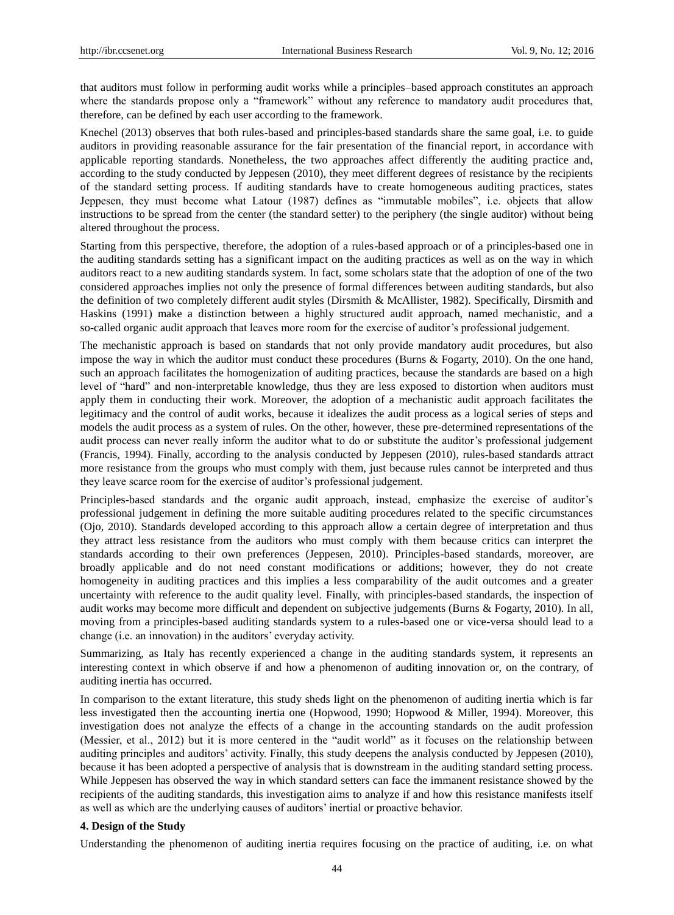that auditors must follow in performing audit works while a principles–based approach constitutes an approach where the standards propose only a "framework" without any reference to mandatory audit procedures that, therefore, can be defined by each user according to the framework.

Knechel (2013) observes that both rules-based and principles-based standards share the same goal, i.e. to guide auditors in providing reasonable assurance for the fair presentation of the financial report, in accordance with applicable reporting standards. Nonetheless, the two approaches affect differently the auditing practice and, according to the study conducted by Jeppesen (2010), they meet different degrees of resistance by the recipients of the standard setting process. If auditing standards have to create homogeneous auditing practices, states Jeppesen, they must become what Latour (1987) defines as "immutable mobiles", i.e. objects that allow instructions to be spread from the center (the standard setter) to the periphery (the single auditor) without being altered throughout the process.

Starting from this perspective, therefore, the adoption of a rules-based approach or of a principles-based one in the auditing standards setting has a significant impact on the auditing practices as well as on the way in which auditors react to a new auditing standards system. In fact, some scholars state that the adoption of one of the two considered approaches implies not only the presence of formal differences between auditing standards, but also the definition of two completely different audit styles (Dirsmith & McAllister, 1982). Specifically, Dirsmith and Haskins (1991) make a distinction between a highly structured audit approach, named mechanistic, and a so-called organic audit approach that leaves more room for the exercise of auditor's professional judgement.

The mechanistic approach is based on standards that not only provide mandatory audit procedures, but also impose the way in which the auditor must conduct these procedures (Burns & Fogarty, 2010). On the one hand, such an approach facilitates the homogenization of auditing practices, because the standards are based on a high level of "hard" and non-interpretable knowledge, thus they are less exposed to distortion when auditors must apply them in conducting their work. Moreover, the adoption of a mechanistic audit approach facilitates the legitimacy and the control of audit works, because it idealizes the audit process as a logical series of steps and models the audit process as a system of rules. On the other, however, these pre-determined representations of the audit process can never really inform the auditor what to do or substitute the auditor's professional judgement (Francis, 1994). Finally, according to the analysis conducted by Jeppesen (2010), rules-based standards attract more resistance from the groups who must comply with them, just because rules cannot be interpreted and thus they leave scarce room for the exercise of auditor's professional judgement.

Principles-based standards and the organic audit approach, instead, emphasize the exercise of auditor's professional judgement in defining the more suitable auditing procedures related to the specific circumstances (Ojo, 2010). Standards developed according to this approach allow a certain degree of interpretation and thus they attract less resistance from the auditors who must comply with them because critics can interpret the standards according to their own preferences (Jeppesen, 2010). Principles-based standards, moreover, are broadly applicable and do not need constant modifications or additions; however, they do not create homogeneity in auditing practices and this implies a less comparability of the audit outcomes and a greater uncertainty with reference to the audit quality level. Finally, with principles-based standards, the inspection of audit works may become more difficult and dependent on subjective judgements (Burns & Fogarty, 2010). In all, moving from a principles-based auditing standards system to a rules-based one or vice-versa should lead to a change (i.e. an innovation) in the auditors' everyday activity.

Summarizing, as Italy has recently experienced a change in the auditing standards system, it represents an interesting context in which observe if and how a phenomenon of auditing innovation or, on the contrary, of auditing inertia has occurred.

In comparison to the extant literature, this study sheds light on the phenomenon of auditing inertia which is far less investigated then the accounting inertia one (Hopwood, 1990; Hopwood & Miller, 1994). Moreover, this investigation does not analyze the effects of a change in the accounting standards on the audit profession (Messier, et al., 2012) but it is more centered in the "audit world" as it focuses on the relationship between auditing principles and auditors' activity. Finally, this study deepens the analysis conducted by Jeppesen (2010), because it has been adopted a perspective of analysis that is downstream in the auditing standard setting process. While Jeppesen has observed the way in which standard setters can face the immanent resistance showed by the recipients of the auditing standards, this investigation aims to analyze if and how this resistance manifests itself as well as which are the underlying causes of auditors' inertial or proactive behavior.

## 4. Design of the Study

Understanding the phenomenon of auditing inertia requires focusing on the practice of auditing, i.e. on what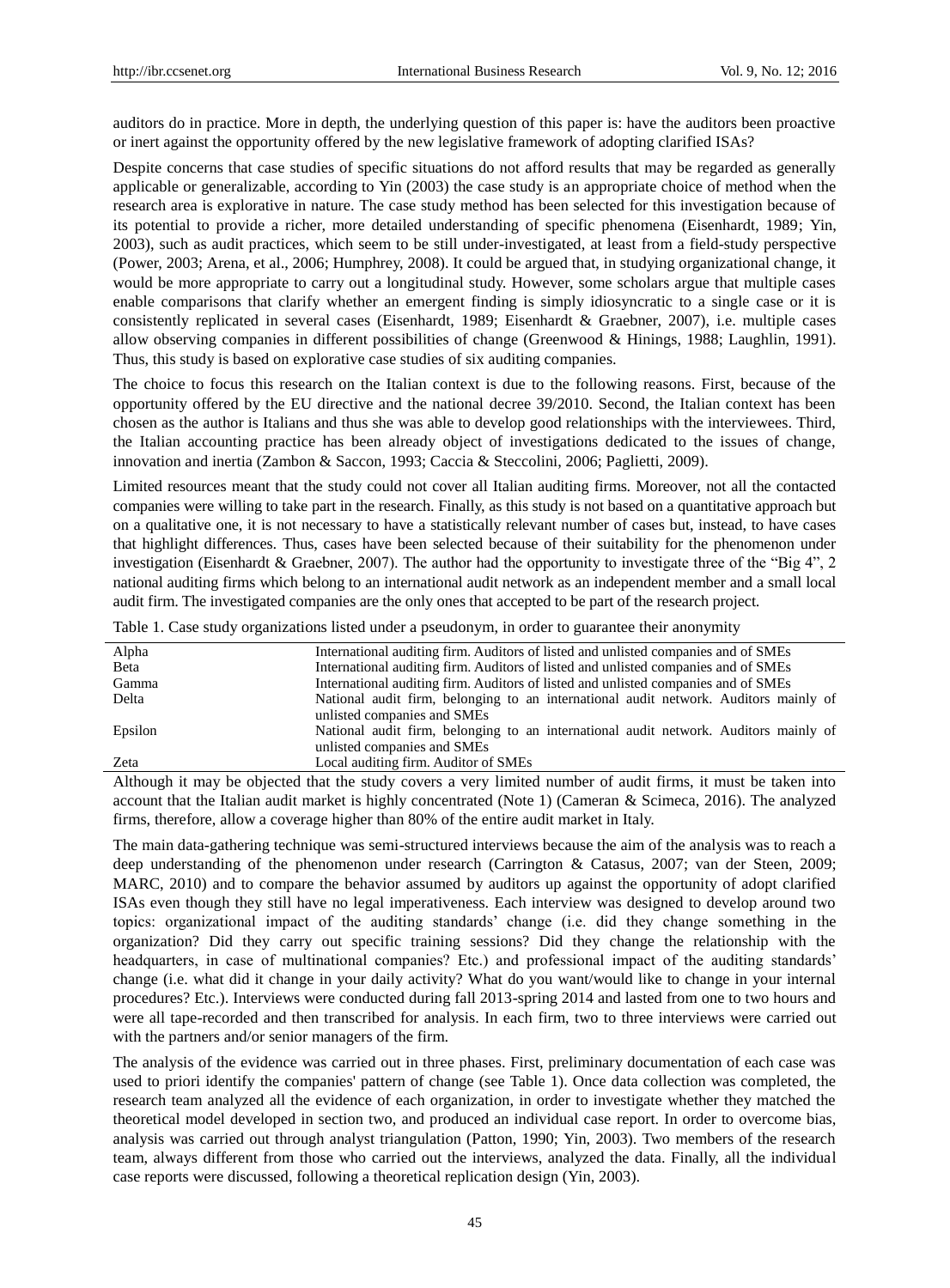auditors do in practice. More in depth, the underlying question of this paper is: have the auditors been proactive or inert against the opportunity offered by the new legislative framework of adopting clarified ISAs?

Despite concerns that case studies of specific situations do not afford results that may be regarded as generally applicable or generalizable, according to Yin (2003) the case study is an appropriate choice of method when the research area is explorative in nature. The case study method has been selected for this investigation because of its potential to provide a richer, more detailed understanding of specific phenomena (Eisenhardt, 1989; Yin, 2003), such as audit practices, which seem to be still under-investigated, at least from a field-study perspective (Power, 2003; Arena, et al., 2006; Humphrey, 2008). It could be argued that, in studying organizational change, it would be more appropriate to carry out a longitudinal study. However, some scholars argue that multiple cases enable comparisons that clarify whether an emergent finding is simply idiosyncratic to a single case or it is consistently replicated in several cases (Eisenhardt, 1989; Eisenhardt & Graebner, 2007), i.e. multiple cases allow observing companies in different possibilities of change (Greenwood & Hinings, 1988; Laughlin, 1991). Thus, this study is based on explorative case studies of six auditing companies.

The choice to focus this research on the Italian context is due to the following reasons. First, because of the opportunity offered by the EU directive and the national decree 39/2010. Second, the Italian context has been chosen as the author is Italians and thus she was able to develop good relationships with the interviewees. Third, the Italian accounting practice has been already object of investigations dedicated to the issues of change, innovation and inertia (Zambon & Saccon, 1993; Caccia & Steccolini, 2006; Paglietti, 2009).

Limited resources meant that the study could not cover all Italian auditing firms. Moreover, not all the contacted companies were willing to take part in the research. Finally, as this study is not based on a quantitative approach but on a qualitative one, it is not necessary to have a statistically relevant number of cases but, instead, to have cases that highlight differences. Thus, cases have been selected because of their suitability for the phenomenon under investigation (Eisenhardt & Graebner, 2007). The author had the opportunity to investigate three of the "Big 4", 2 national auditing firms which belong to an international audit network as an independent member and a small local audit firm. The investigated companies are the only ones that accepted to be part of the research project.

Table 1. Case study organizations listed under a pseudonym, in order to guarantee their anonymity

| | |
|---|---|
| Alpha | International auditing firm. Auditors of listed and unlisted companies and of SMEs |
| Beta | International auditing firm. Auditors of listed and unlisted companies and of SMEs |
| Gamma | International auditing firm. Auditors of listed and unlisted companies and of SMEs |
| Delta | National audit firm, belonging to an international audit network. Auditors mainly of unlisted companies and SMEs |
| Epsilon | National audit firm, belonging to an international audit network. Auditors mainly of unlisted companies and SMEs |
| Zeta | Local auditing firm. Auditor of SMEs |

Although it may be objected that the study covers a very limited number of audit firms, it must be taken into account that the Italian audit market is highly concentrated (Note 1) (Cameran & Scimeca, 2016). The analyzed firms, therefore, allow a coverage higher than 80% of the entire audit market in Italy.

The main data-gathering technique was semi-structured interviews because the aim of the analysis was to reach a deep understanding of the phenomenon under research (Carrington & Catasus, 2007; van der Steen, 2009; MARC, 2010) and to compare the behavior assumed by auditors up against the opportunity of adopt clarified ISAs even though they still have no legal imperativeness. Each interview was designed to develop around two topics: organizational impact of the auditing standards' change (i.e. did they change something in the organization? Did they carry out specific training sessions? Did they change the relationship with the headquarters, in case of multinational companies? Etc.) and professional impact of the auditing standards' change (i.e. what did it change in your daily activity? What do you want/would like to change in your internal procedures? Etc.). Interviews were conducted during fall 2013-spring 2014 and lasted from one to two hours and were all tape-recorded and then transcribed for analysis. In each firm, two to three interviews were carried out with the partners and/or senior managers of the firm.

The analysis of the evidence was carried out in three phases. First, preliminary documentation of each case was used to priori identify the companies' pattern of change (see Table 1). Once data collection was completed, the research team analyzed all the evidence of each organization, in order to investigate whether they matched the theoretical model developed in section two, and produced an individual case report. In order to overcome bias, analysis was carried out through analyst triangulation (Patton, 1990; Yin, 2003). Two members of the research team, always different from those who carried out the interviews, analyzed the data. Finally, all the individual case reports were discussed, following a theoretical replication design (Yin, 2003).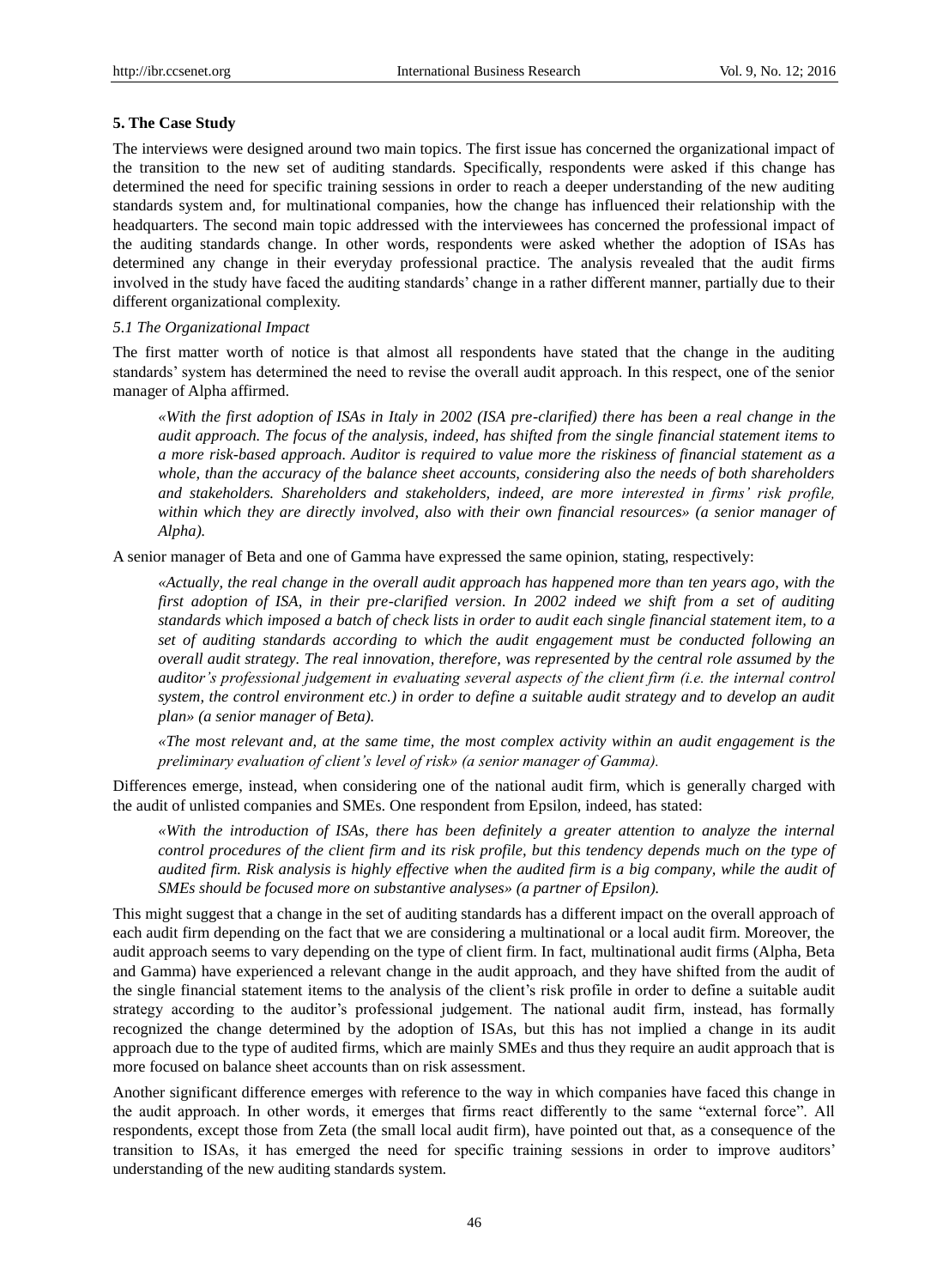## 5. The Case Study

The interviews were designed around two main topics. The first issue has concerned the organizational impact of the transition to the new set of auditing standards. Specifically, respondents were asked if this change has determined the need for specific training sessions in order to reach a deeper understanding of the new auditing standards system and, for multinational companies, how the change has influenced their relationship with the headquarters. The second main topic addressed with the interviewees has concerned the professional impact of the auditing standards change. In other words, respondents were asked whether the adoption of ISAs has determined any change in their everyday professional practice. The analysis revealed that the audit firms involved in the study have faced the auditing standards' change in a rather different manner, partially due to their different organizational complexity.

### *5.1 The Organizational Impact*

The first matter worth of notice is that almost all respondents have stated that the change in the auditing standards' system has determined the need to revise the overall audit approach. In this respect, one of the senior manager of Alpha affirmed.

> *«With the first adoption of ISAs in Italy in 2002 (ISA pre-clarified) there has been a real change in the audit approach. The focus of the analysis, indeed, has shifted from the single financial statement items to a more risk-based approach. Auditor is required to value more the riskiness of financial statement as a whole, than the accuracy of the balance sheet accounts, considering also the needs of both shareholders and stakeholders. Shareholders and stakeholders, indeed, are more interested in firms' risk profile, within which they are directly involved, also with their own financial resources» (a senior manager of Alpha).*

A senior manager of Beta and one of Gamma have expressed the same opinion, stating, respectively:

> *«Actually, the real change in the overall audit approach has happened more than ten years ago, with the first adoption of ISA, in their pre-clarified version. In 2002 indeed we shift from a set of auditing standards which imposed a batch of check lists in order to audit each single financial statement item, to a set of auditing standards according to which the audit engagement must be conducted following an overall audit strategy. The real innovation, therefore, was represented by the central role assumed by the auditor's professional judgement in evaluating several aspects of the client firm (i.e. the internal control system, the control environment etc.) in order to define a suitable audit strategy and to develop an audit plan» (a senior manager of Beta).*

> *«The most relevant and, at the same time, the most complex activity within an audit engagement is the preliminary evaluation of client's level of risk» (a senior manager of Gamma).*

Differences emerge, instead, when considering one of the national audit firm, which is generally charged with the audit of unlisted companies and SMEs. One respondent from Epsilon, indeed, has stated:

> *«With the introduction of ISAs, there has been definitely a greater attention to analyze the internal control procedures of the client firm and its risk profile, but this tendency depends much on the type of audited firm. Risk analysis is highly effective when the audited firm is a big company, while the audit of SMEs should be focused more on substantive analyses» (a partner of Epsilon).*

This might suggest that a change in the set of auditing standards has a different impact on the overall approach of each audit firm depending on the fact that we are considering a multinational or a local audit firm. Moreover, the audit approach seems to vary depending on the type of client firm. In fact, multinational audit firms (Alpha, Beta and Gamma) have experienced a relevant change in the audit approach, and they have shifted from the audit of the single financial statement items to the analysis of the client's risk profile in order to define a suitable audit strategy according to the auditor's professional judgement. The national audit firm, instead, has formally recognized the change determined by the adoption of ISAs, but this has not implied a change in its audit approach due to the type of audited firms, which are mainly SMEs and thus they require an audit approach that is more focused on balance sheet accounts than on risk assessment.

Another significant difference emerges with reference to the way in which companies have faced this change in the audit approach. In other words, it emerges that firms react differently to the same "external force". All respondents, except those from Zeta (the small local audit firm), have pointed out that, as a consequence of the transition to ISAs, it has emerged the need for specific training sessions in order to improve auditors' understanding of the new auditing standards system.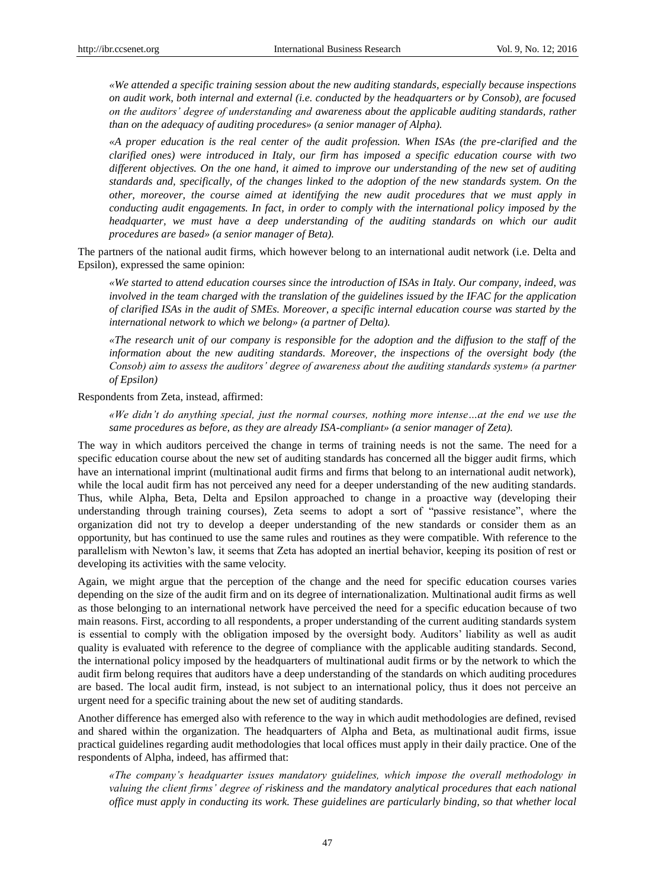*«We attended a specific training session about the new auditing standards, especially because inspections on audit work, both internal and external (i.e. conducted by the headquarters or by Consob), are focused on the auditors' degree of understanding and awareness about the applicable auditing standards, rather than on the adequacy of auditing procedures» (a senior manager of Alpha).*

*«A proper education is the real center of the audit profession. When ISAs (the pre-clarified and the clarified ones) were introduced in Italy, our firm has imposed a specific education course with two different objectives. On the one hand, it aimed to improve our understanding of the new set of auditing standards and, specifically, of the changes linked to the adoption of the new standards system. On the other, moreover, the course aimed at identifying the new audit procedures that we must apply in conducting audit engagements. In fact, in order to comply with the international policy imposed by the headquarter, we must have a deep understanding of the auditing standards on which our audit procedures are based» (a senior manager of Beta).*

The partners of the national audit firms, which however belong to an international audit network (i.e. Delta and Epsilon), expressed the same opinion:

*«We started to attend education courses since the introduction of ISAs in Italy. Our company, indeed, was involved in the team charged with the translation of the guidelines issued by the IFAC for the application of clarified ISAs in the audit of SMEs. Moreover, a specific internal education course was started by the international network to which we belong» (a partner of Delta).*

*«The research unit of our company is responsible for the adoption and the diffusion to the staff of the information about the new auditing standards. Moreover, the inspections of the oversight body (the Consob) aim to assess the auditors' degree of awareness about the auditing standards system» (a partner of Epsilon)*

Respondents from Zeta, instead, affirmed:

*«We didn't do anything special, just the normal courses, nothing more intense…at the end we use the same procedures as before, as they are already ISA-compliant» (a senior manager of Zeta).*

The way in which auditors perceived the change in terms of training needs is not the same. The need for a specific education course about the new set of auditing standards has concerned all the bigger audit firms, which have an international imprint (multinational audit firms and firms that belong to an international audit network), while the local audit firm has not perceived any need for a deeper understanding of the new auditing standards. Thus, while Alpha, Beta, Delta and Epsilon approached to change in a proactive way (developing their understanding through training courses), Zeta seems to adopt a sort of "passive resistance", where the organization did not try to develop a deeper understanding of the new standards or consider them as an opportunity, but has continued to use the same rules and routines as they were compatible. With reference to the parallelism with Newton's law, it seems that Zeta has adopted an inertial behavior, keeping its position of rest or developing its activities with the same velocity.

Again, we might argue that the perception of the change and the need for specific education courses varies depending on the size of the audit firm and on its degree of internationalization. Multinational audit firms as well as those belonging to an international network have perceived the need for a specific education because of two main reasons. First, according to all respondents, a proper understanding of the current auditing standards system is essential to comply with the obligation imposed by the oversight body. Auditors' liability as well as audit quality is evaluated with reference to the degree of compliance with the applicable auditing standards. Second, the international policy imposed by the headquarters of multinational audit firms or by the network to which the audit firm belong requires that auditors have a deep understanding of the standards on which auditing procedures are based. The local audit firm, instead, is not subject to an international policy, thus it does not perceive an urgent need for a specific training about the new set of auditing standards.

Another difference has emerged also with reference to the way in which audit methodologies are defined, revised and shared within the organization. The headquarters of Alpha and Beta, as multinational audit firms, issue practical guidelines regarding audit methodologies that local offices must apply in their daily practice. One of the respondents of Alpha, indeed, has affirmed that:

*«The company's headquarter issues mandatory guidelines, which impose the overall methodology in valuing the client firms' degree of riskiness and the mandatory analytical procedures that each national office must apply in conducting its work. These guidelines are particularly binding, so that whether local*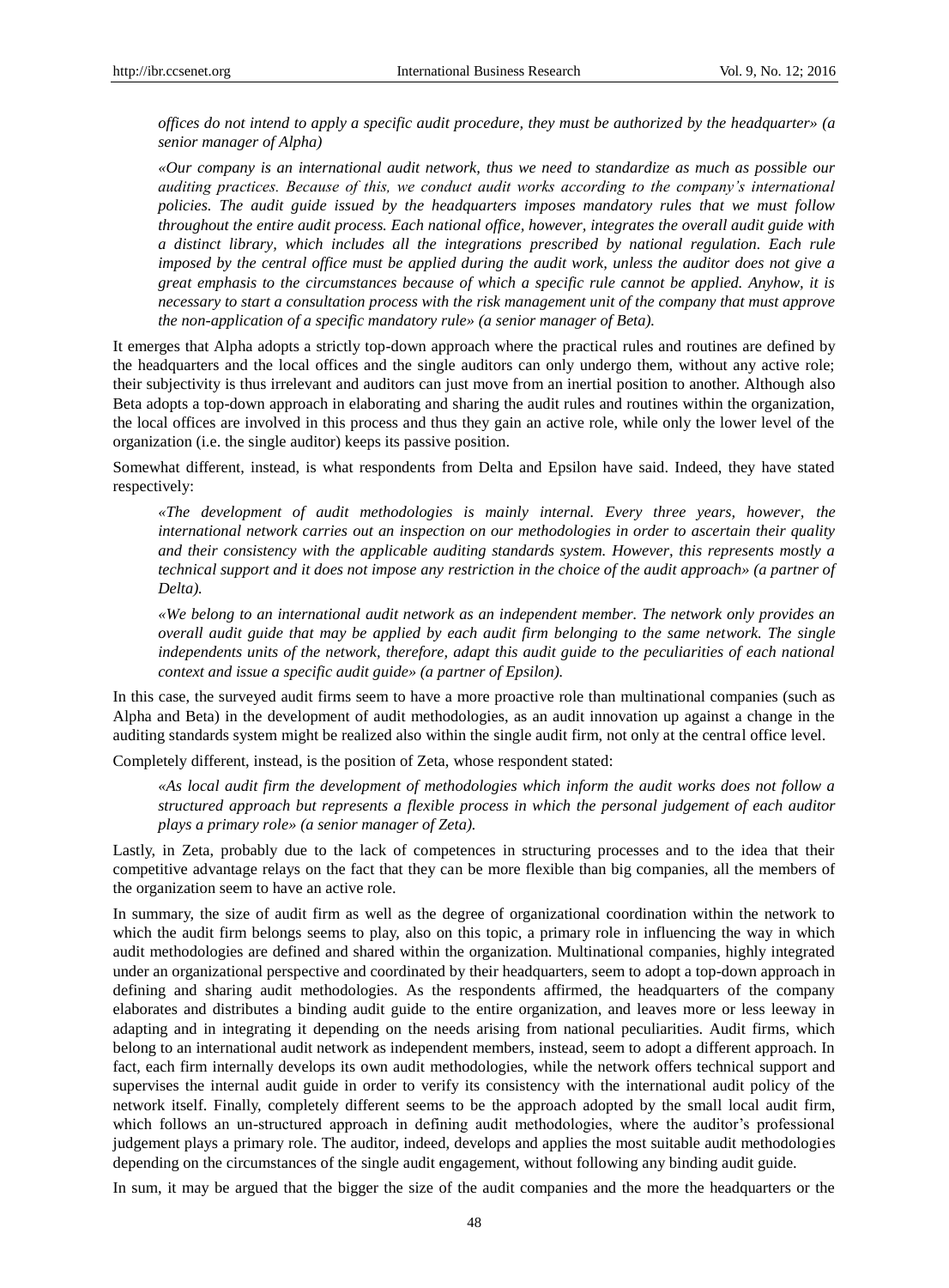*offices do not intend to apply a specific audit procedure, they must be authorized by the headquarter» (a senior manager of Alpha)*

*«Our company is an international audit network, thus we need to standardize as much as possible our auditing practices. Because of this, we conduct audit works according to the company's international policies. The audit guide issued by the headquarters imposes mandatory rules that we must follow throughout the entire audit process. Each national office, however, integrates the overall audit guide with a distinct library, which includes all the integrations prescribed by national regulation. Each rule imposed by the central office must be applied during the audit work, unless the auditor does not give a great emphasis to the circumstances because of which a specific rule cannot be applied. Anyhow, it is necessary to start a consultation process with the risk management unit of the company that must approve the non-application of a specific mandatory rule» (a senior manager of Beta).*

It emerges that Alpha adopts a strictly top-down approach where the practical rules and routines are defined by the headquarters and the local offices and the single auditors can only undergo them, without any active role; their subjectivity is thus irrelevant and auditors can just move from an inertial position to another. Although also Beta adopts a top-down approach in elaborating and sharing the audit rules and routines within the organization, the local offices are involved in this process and thus they gain an active role, while only the lower level of the organization (i.e. the single auditor) keeps its passive position.

Somewhat different, instead, is what respondents from Delta and Epsilon have said. Indeed, they have stated respectively:

*«The development of audit methodologies is mainly internal. Every three years, however, the international network carries out an inspection on our methodologies in order to ascertain their quality and their consistency with the applicable auditing standards system. However, this represents mostly a technical support and it does not impose any restriction in the choice of the audit approach» (a partner of Delta).*

*«We belong to an international audit network as an independent member. The network only provides an overall audit guide that may be applied by each audit firm belonging to the same network. The single independents units of the network, therefore, adapt this audit guide to the peculiarities of each national context and issue a specific audit guide» (a partner of Epsilon).*

In this case, the surveyed audit firms seem to have a more proactive role than multinational companies (such as Alpha and Beta) in the development of audit methodologies, as an audit innovation up against a change in the auditing standards system might be realized also within the single audit firm, not only at the central office level.

Completely different, instead, is the position of Zeta, whose respondent stated:

*«As local audit firm the development of methodologies which inform the audit works does not follow a structured approach but represents a flexible process in which the personal judgement of each auditor plays a primary role» (a senior manager of Zeta).*

Lastly, in Zeta, probably due to the lack of competences in structuring processes and to the idea that their competitive advantage relays on the fact that they can be more flexible than big companies, all the members of the organization seem to have an active role.

In summary, the size of audit firm as well as the degree of organizational coordination within the network to which the audit firm belongs seems to play, also on this topic, a primary role in influencing the way in which audit methodologies are defined and shared within the organization. Multinational companies, highly integrated under an organizational perspective and coordinated by their headquarters, seem to adopt a top-down approach in defining and sharing audit methodologies. As the respondents affirmed, the headquarters of the company elaborates and distributes a binding audit guide to the entire organization, and leaves more or less leeway in adapting and in integrating it depending on the needs arising from national peculiarities. Audit firms, which belong to an international audit network as independent members, instead, seem to adopt a different approach. In fact, each firm internally develops its own audit methodologies, while the network offers technical support and supervises the internal audit guide in order to verify its consistency with the international audit policy of the network itself. Finally, completely different seems to be the approach adopted by the small local audit firm, which follows an un-structured approach in defining audit methodologies, where the auditor's professional judgement plays a primary role. The auditor, indeed, develops and applies the most suitable audit methodologies depending on the circumstances of the single audit engagement, without following any binding audit guide.

In sum, it may be argued that the bigger the size of the audit companies and the more the headquarters or the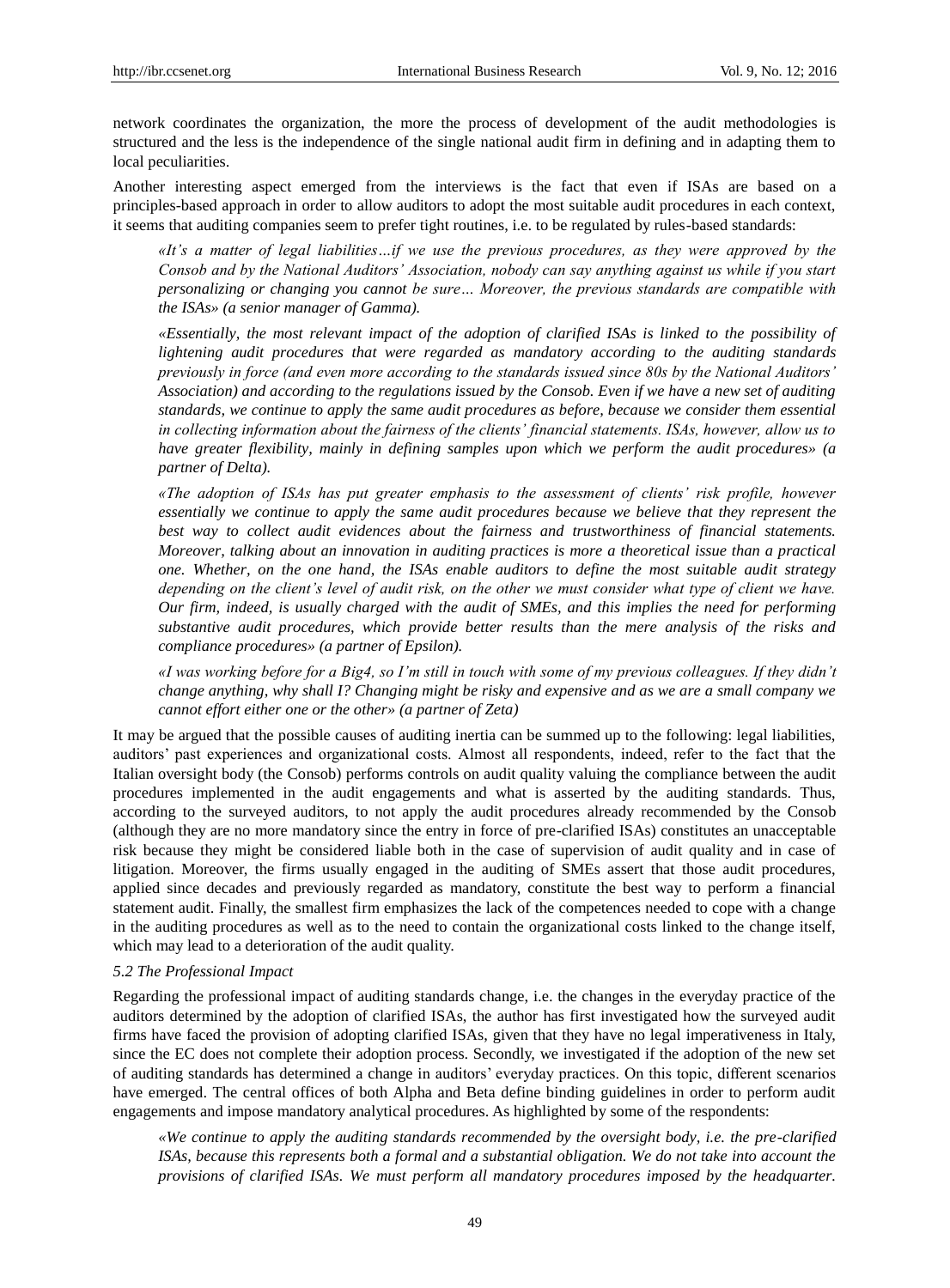network coordinates the organization, the more the process of development of the audit methodologies is structured and the less is the independence of the single national audit firm in defining and in adapting them to local peculiarities.

Another interesting aspect emerged from the interviews is the fact that even if ISAs are based on a principles-based approach in order to allow auditors to adopt the most suitable audit procedures in each context, it seems that auditing companies seem to prefer tight routines, i.e. to be regulated by rules-based standards:

> *«It's a matter of legal liabilities…if we use the previous procedures, as they were approved by the Consob and by the National Auditors' Association, nobody can say anything against us while if you start personalizing or changing you cannot be sure… Moreover, the previous standards are compatible with the ISAs» (a senior manager of Gamma).*
>
> *«Essentially, the most relevant impact of the adoption of clarified ISAs is linked to the possibility of lightening audit procedures that were regarded as mandatory according to the auditing standards previously in force (and even more according to the standards issued since 80s by the National Auditors' Association) and according to the regulations issued by the Consob. Even if we have a new set of auditing standards, we continue to apply the same audit procedures as before, because we consider them essential in collecting information about the fairness of the clients' financial statements. ISAs, however, allow us to have greater flexibility, mainly in defining samples upon which we perform the audit procedures» (a partner of Delta).*
>
> *«The adoption of ISAs has put greater emphasis to the assessment of clients' risk profile, however essentially we continue to apply the same audit procedures because we believe that they represent the best way to collect audit evidences about the fairness and trustworthiness of financial statements. Moreover, talking about an innovation in auditing practices is more a theoretical issue than a practical one. Whether, on the one hand, the ISAs enable auditors to define the most suitable audit strategy depending on the client's level of audit risk, on the other we must consider what type of client we have. Our firm, indeed, is usually charged with the audit of SMEs, and this implies the need for performing substantive audit procedures, which provide better results than the mere analysis of the risks and compliance procedures» (a partner of Epsilon).*
>
> *«I was working before for a Big4, so I'm still in touch with some of my previous colleagues. If they didn't change anything, why shall I? Changing might be risky and expensive and as we are a small company we cannot effort either one or the other» (a partner of Zeta)*

It may be argued that the possible causes of auditing inertia can be summed up to the following: legal liabilities, auditors' past experiences and organizational costs. Almost all respondents, indeed, refer to the fact that the Italian oversight body (the Consob) performs controls on audit quality valuing the compliance between the audit procedures implemented in the audit engagements and what is asserted by the auditing standards. Thus, according to the surveyed auditors, to not apply the audit procedures already recommended by the Consob (although they are no more mandatory since the entry in force of pre-clarified ISAs) constitutes an unacceptable risk because they might be considered liable both in the case of supervision of audit quality and in case of litigation. Moreover, the firms usually engaged in the auditing of SMEs assert that those audit procedures, applied since decades and previously regarded as mandatory, constitute the best way to perform a financial statement audit. Finally, the smallest firm emphasizes the lack of the competences needed to cope with a change in the auditing procedures as well as to the need to contain the organizational costs linked to the change itself, which may lead to a deterioration of the audit quality.

### *5.2 The Professional Impact*

Regarding the professional impact of auditing standards change, i.e. the changes in the everyday practice of the auditors determined by the adoption of clarified ISAs, the author has first investigated how the surveyed audit firms have faced the provision of adopting clarified ISAs, given that they have no legal imperativeness in Italy, since the EC does not complete their adoption process. Secondly, we investigated if the adoption of the new set of auditing standards has determined a change in auditors' everyday practices. On this topic, different scenarios have emerged. The central offices of both Alpha and Beta define binding guidelines in order to perform audit engagements and impose mandatory analytical procedures. As highlighted by some of the respondents:

> *«We continue to apply the auditing standards recommended by the oversight body, i.e. the pre-clarified ISAs, because this represents both a formal and a substantial obligation. We do not take into account the provisions of clarified ISAs. We must perform all mandatory procedures imposed by the headquarter.*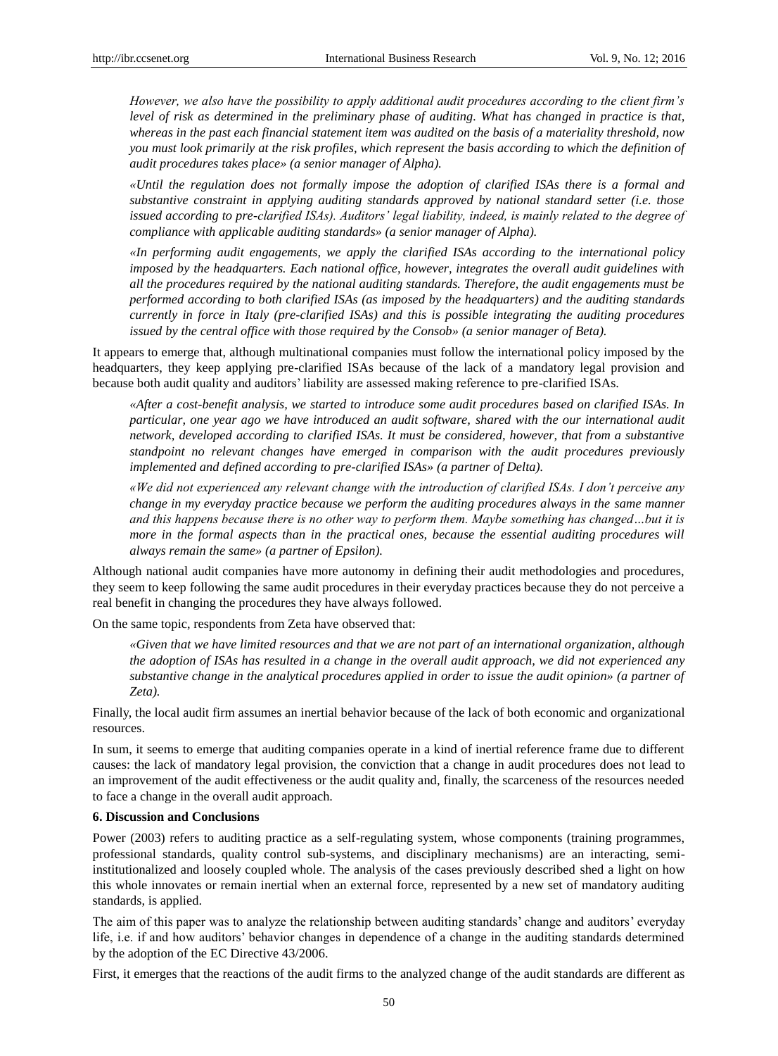*However, we also have the possibility to apply additional audit procedures according to the client firm's level of risk as determined in the preliminary phase of auditing. What has changed in practice is that, whereas in the past each financial statement item was audited on the basis of a materiality threshold, now you must look primarily at the risk profiles, which represent the basis according to which the definition of audit procedures takes place» (a senior manager of Alpha).*

*«Until the regulation does not formally impose the adoption of clarified ISAs there is a formal and substantive constraint in applying auditing standards approved by national standard setter (i.e. those issued according to pre-clarified ISAs). Auditors' legal liability, indeed, is mainly related to the degree of compliance with applicable auditing standards» (a senior manager of Alpha).*

*«In performing audit engagements, we apply the clarified ISAs according to the international policy imposed by the headquarters. Each national office, however, integrates the overall audit guidelines with all the procedures required by the national auditing standards. Therefore, the audit engagements must be performed according to both clarified ISAs (as imposed by the headquarters) and the auditing standards currently in force in Italy (pre-clarified ISAs) and this is possible integrating the auditing procedures issued by the central office with those required by the Consob» (a senior manager of Beta).*

It appears to emerge that, although multinational companies must follow the international policy imposed by the headquarters, they keep applying pre-clarified ISAs because of the lack of a mandatory legal provision and because both audit quality and auditors' liability are assessed making reference to pre-clarified ISAs.

*«After a cost-benefit analysis, we started to introduce some audit procedures based on clarified ISAs. In particular, one year ago we have introduced an audit software, shared with the our international audit network, developed according to clarified ISAs. It must be considered, however, that from a substantive standpoint no relevant changes have emerged in comparison with the audit procedures previously implemented and defined according to pre-clarified ISAs» (a partner of Delta).*

*«We did not experienced any relevant change with the introduction of clarified ISAs. I don't perceive any change in my everyday practice because we perform the auditing procedures always in the same manner and this happens because there is no other way to perform them. Maybe something has changed…but it is more in the formal aspects than in the practical ones, because the essential auditing procedures will always remain the same» (a partner of Epsilon).*

Although national audit companies have more autonomy in defining their audit methodologies and procedures, they seem to keep following the same audit procedures in their everyday practices because they do not perceive a real benefit in changing the procedures they have always followed.

On the same topic, respondents from Zeta have observed that:

*«Given that we have limited resources and that we are not part of an international organization, although the adoption of ISAs has resulted in a change in the overall audit approach, we did not experienced any substantive change in the analytical procedures applied in order to issue the audit opinion» (a partner of Zeta).*

Finally, the local audit firm assumes an inertial behavior because of the lack of both economic and organizational resources.

In sum, it seems to emerge that auditing companies operate in a kind of inertial reference frame due to different causes: the lack of mandatory legal provision, the conviction that a change in audit procedures does not lead to an improvement of the audit effectiveness or the audit quality and, finally, the scarceness of the resources needed to face a change in the overall audit approach.

## 6. Discussion and Conclusions

Power (2003) refers to auditing practice as a self-regulating system, whose components (training programmes, professional standards, quality control sub-systems, and disciplinary mechanisms) are an interacting, semi-institutionalized and loosely coupled whole. The analysis of the cases previously described shed a light on how this whole innovates or remain inertial when an external force, represented by a new set of mandatory auditing standards, is applied.

The aim of this paper was to analyze the relationship between auditing standards' change and auditors' everyday life, i.e. if and how auditors' behavior changes in dependence of a change in the auditing standards determined by the adoption of the EC Directive 43/2006.

First, it emerges that the reactions of the audit firms to the analyzed change of the audit standards are different as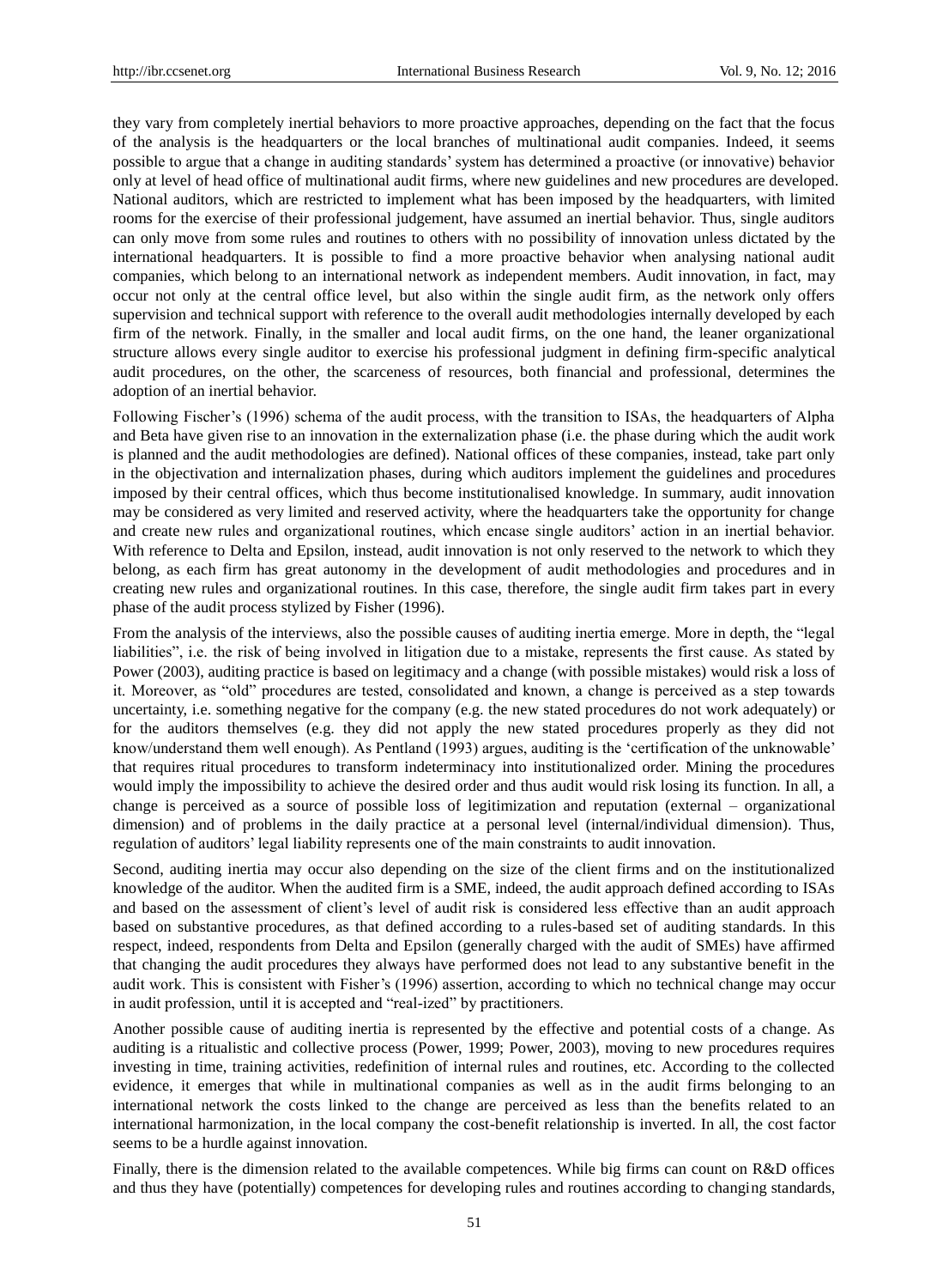they vary from completely inertial behaviors to more proactive approaches, depending on the fact that the focus of the analysis is the headquarters or the local branches of multinational audit companies. Indeed, it seems possible to argue that a change in auditing standards' system has determined a proactive (or innovative) behavior only at level of head office of multinational audit firms, where new guidelines and new procedures are developed. National auditors, which are restricted to implement what has been imposed by the headquarters, with limited rooms for the exercise of their professional judgement, have assumed an inertial behavior. Thus, single auditors can only move from some rules and routines to others with no possibility of innovation unless dictated by the international headquarters. It is possible to find a more proactive behavior when analysing national audit companies, which belong to an international network as independent members. Audit innovation, in fact, may occur not only at the central office level, but also within the single audit firm, as the network only offers supervision and technical support with reference to the overall audit methodologies internally developed by each firm of the network. Finally, in the smaller and local audit firms, on the one hand, the leaner organizational structure allows every single auditor to exercise his professional judgment in defining firm-specific analytical audit procedures, on the other, the scarceness of resources, both financial and professional, determines the adoption of an inertial behavior.

Following Fischer's (1996) schema of the audit process, with the transition to ISAs, the headquarters of Alpha and Beta have given rise to an innovation in the externalization phase (i.e. the phase during which the audit work is planned and the audit methodologies are defined). National offices of these companies, instead, take part only in the objectivation and internalization phases, during which auditors implement the guidelines and procedures imposed by their central offices, which thus become institutionalised knowledge. In summary, audit innovation may be considered as very limited and reserved activity, where the headquarters take the opportunity for change and create new rules and organizational routines, which encase single auditors' action in an inertial behavior. With reference to Delta and Epsilon, instead, audit innovation is not only reserved to the network to which they belong, as each firm has great autonomy in the development of audit methodologies and procedures and in creating new rules and organizational routines. In this case, therefore, the single audit firm takes part in every phase of the audit process stylized by Fisher (1996).

From the analysis of the interviews, also the possible causes of auditing inertia emerge. More in depth, the "legal liabilities", i.e. the risk of being involved in litigation due to a mistake, represents the first cause. As stated by Power (2003), auditing practice is based on legitimacy and a change (with possible mistakes) would risk a loss of it. Moreover, as "old" procedures are tested, consolidated and known, a change is perceived as a step towards uncertainty, i.e. something negative for the company (e.g. the new stated procedures do not work adequately) or for the auditors themselves (e.g. they did not apply the new stated procedures properly as they did not know/understand them well enough). As Pentland (1993) argues, auditing is the 'certification of the unknowable' that requires ritual procedures to transform indeterminacy into institutionalized order. Mining the procedures would imply the impossibility to achieve the desired order and thus audit would risk losing its function. In all, a change is perceived as a source of possible loss of legitimization and reputation (external – organizational dimension) and of problems in the daily practice at a personal level (internal/individual dimension). Thus, regulation of auditors' legal liability represents one of the main constraints to audit innovation.

Second, auditing inertia may occur also depending on the size of the client firms and on the institutionalized knowledge of the auditor. When the audited firm is a SME, indeed, the audit approach defined according to ISAs and based on the assessment of client's level of audit risk is considered less effective than an audit approach based on substantive procedures, as that defined according to a rules-based set of auditing standards. In this respect, indeed, respondents from Delta and Epsilon (generally charged with the audit of SMEs) have affirmed that changing the audit procedures they always have performed does not lead to any substantive benefit in the audit work. This is consistent with Fisher's (1996) assertion, according to which no technical change may occur in audit profession, until it is accepted and "real-ized" by practitioners.

Another possible cause of auditing inertia is represented by the effective and potential costs of a change. As auditing is a ritualistic and collective process (Power, 1999; Power, 2003), moving to new procedures requires investing in time, training activities, redefinition of internal rules and routines, etc. According to the collected evidence, it emerges that while in multinational companies as well as in the audit firms belonging to an international network the costs linked to the change are perceived as less than the benefits related to an international harmonization, in the local company the cost-benefit relationship is inverted. In all, the cost factor seems to be a hurdle against innovation.

Finally, there is the dimension related to the available competences. While big firms can count on R&D offices and thus they have (potentially) competences for developing rules and routines according to changing standards,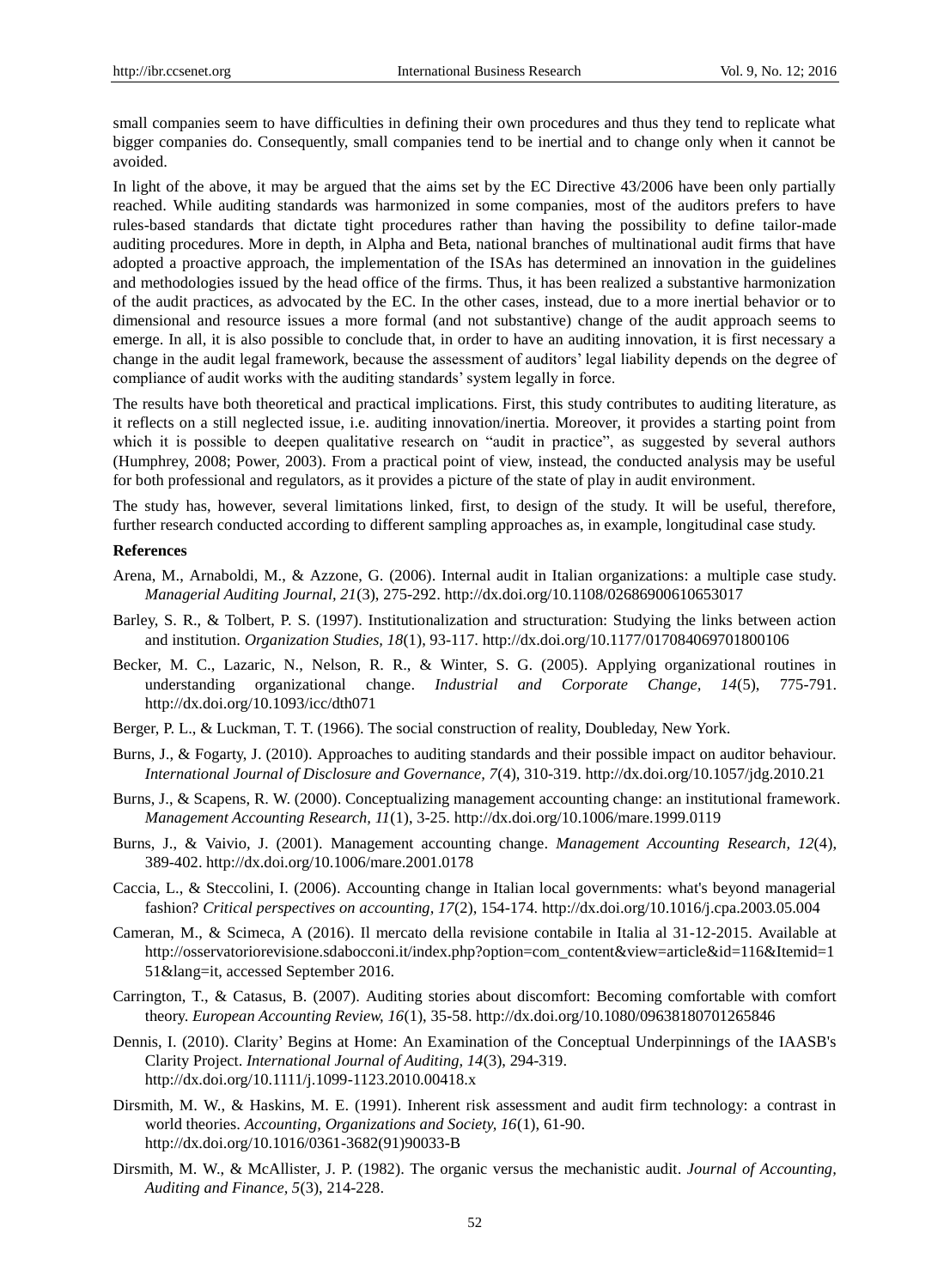small companies seem to have difficulties in defining their own procedures and thus they tend to replicate what bigger companies do. Consequently, small companies tend to be inertial and to change only when it cannot be avoided.

In light of the above, it may be argued that the aims set by the EC Directive 43/2006 have been only partially reached. While auditing standards was harmonized in some companies, most of the auditors prefers to have rules-based standards that dictate tight procedures rather than having the possibility to define tailor-made auditing procedures. More in depth, in Alpha and Beta, national branches of multinational audit firms that have adopted a proactive approach, the implementation of the ISAs has determined an innovation in the guidelines and methodologies issued by the head office of the firms. Thus, it has been realized a substantive harmonization of the audit practices, as advocated by the EC. In the other cases, instead, due to a more inertial behavior or to dimensional and resource issues a more formal (and not substantive) change of the audit approach seems to emerge. In all, it is also possible to conclude that, in order to have an auditing innovation, it is first necessary a change in the audit legal framework, because the assessment of auditors' legal liability depends on the degree of compliance of audit works with the auditing standards' system legally in force.

The results have both theoretical and practical implications. First, this study contributes to auditing literature, as it reflects on a still neglected issue, i.e. auditing innovation/inertia. Moreover, it provides a starting point from which it is possible to deepen qualitative research on "audit in practice", as suggested by several authors (Humphrey, 2008; Power, 2003). From a practical point of view, instead, the conducted analysis may be useful for both professional and regulators, as it provides a picture of the state of play in audit environment.

The study has, however, several limitations linked, first, to design of the study. It will be useful, therefore, further research conducted according to different sampling approaches as, in example, longitudinal case study.

## References

Arena, M., Arnaboldi, M., & Azzone, G. (2006). Internal audit in Italian organizations: a multiple case study. *Managerial Auditing Journal, 21*(3), 275-292. http://dx.doi.org/10.1108/02686900610653017

Barley, S. R., & Tolbert, P. S. (1997). Institutionalization and structuration: Studying the links between action and institution. *Organization Studies, 18*(1), 93-117. http://dx.doi.org/10.1177/017084069701800106

Becker, M. C., Lazaric, N., Nelson, R. R., & Winter, S. G. (2005). Applying organizational routines in understanding organizational change. *Industrial and Corporate Change, 14*(5), 775-791. http://dx.doi.org/10.1093/icc/dth071

Berger, P. L., & Luckman, T. T. (1966). The social construction of reality, Doubleday, New York.

Burns, J., & Fogarty, J. (2010). Approaches to auditing standards and their possible impact on auditor behaviour. *International Journal of Disclosure and Governance, 7*(4), 310-319. http://dx.doi.org/10.1057/jdg.2010.21

Burns, J., & Scapens, R. W. (2000). Conceptualizing management accounting change: an institutional framework. *Management Accounting Research, 11*(1), 3-25. http://dx.doi.org/10.1006/mare.1999.0119

Burns, J., & Vaivio, J. (2001). Management accounting change. *Management Accounting Research, 12*(4), 389-402. http://dx.doi.org/10.1006/mare.2001.0178

Caccia, L., & Steccolini, I. (2006). Accounting change in Italian local governments: what's beyond managerial fashion? *Critical perspectives on accounting, 17*(2), 154-174. http://dx.doi.org/10.1016/j.cpa.2003.05.004

Cameran, M., & Scimeca, A (2016). Il mercato della revisione contabile in Italia al 31-12-2015. Available at http://osservatoriorevisione.sdabocconi.it/index.php?option=com_content&view=article&id=116&Itemid=151&lang=it, accessed September 2016.

Carrington, T., & Catasus, B. (2007). Auditing stories about discomfort: Becoming comfortable with comfort theory. *European Accounting Review, 16*(1), 35-58. http://dx.doi.org/10.1080/09638180701265846

Dennis, I. (2010). Clarity' Begins at Home: An Examination of the Conceptual Underpinnings of the IAASB's Clarity Project. *International Journal of Auditing, 14*(3), 294-319. http://dx.doi.org/10.1111/j.1099-1123.2010.00418.x

Dirsmith, M. W., & Haskins, M. E. (1991). Inherent risk assessment and audit firm technology: a contrast in world theories. *Accounting, Organizations and Society, 16*(1), 61-90. http://dx.doi.org/10.1016/0361-3682(91)90033-B

Dirsmith, M. W., & McAllister, J. P. (1982). The organic versus the mechanistic audit. *Journal of Accounting, Auditing and Finance, 5*(3), 214-228.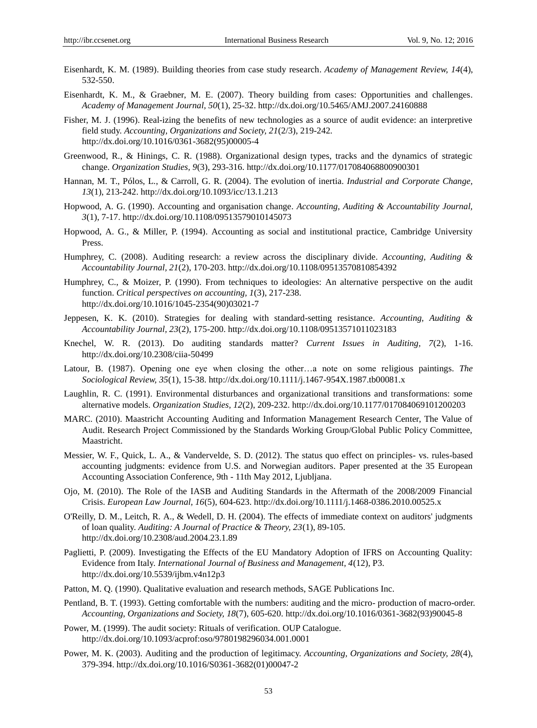Eisenhardt, K. M. (1989). Building theories from case study research. *Academy of Management Review, 14*(4), 532-550.

Eisenhardt, K. M., & Graebner, M. E. (2007). Theory building from cases: Opportunities and challenges. *Academy of Management Journal, 50*(1), 25-32. http://dx.doi.org/10.5465/AMJ.2007.24160888

Fisher, M. J. (1996). Real-izing the benefits of new technologies as a source of audit evidence: an interpretive field study. *Accounting, Organizations and Society, 21*(2/3), 219-242. http://dx.doi.org/10.1016/0361-3682(95)00005-4

Greenwood, R., & Hinings, C. R. (1988). Organizational design types, tracks and the dynamics of strategic change. *Organization Studies, 9*(3), 293-316. http://dx.doi.org/10.1177/017084068800900301

Hannan, M. T., Pólos, L., & Carroll, G. R. (2004). The evolution of inertia. *Industrial and Corporate Change, 13*(1), 213-242. http://dx.doi.org/10.1093/icc/13.1.213

Hopwood, A. G. (1990). Accounting and organisation change. *Accounting, Auditing & Accountability Journal, 3*(1), 7-17. http://dx.doi.org/10.1108/09513579010145073

Hopwood, A. G., & Miller, P. (1994). Accounting as social and institutional practice, Cambridge University Press.

Humphrey, C. (2008). Auditing research: a review across the disciplinary divide. *Accounting, Auditing & Accountability Journal, 21*(2), 170-203. http://dx.doi.org/10.1108/09513570810854392

Humphrey, C., & Moizer, P. (1990). From techniques to ideologies: An alternative perspective on the audit function. *Critical perspectives on accounting, 1*(3), 217-238. http://dx.doi.org/10.1016/1045-2354(90)03021-7

Jeppesen, K. K. (2010). Strategies for dealing with standard-setting resistance. *Accounting, Auditing & Accountability Journal, 23*(2), 175-200. http://dx.doi.org/10.1108/09513571011023183

Knechel, W. R. (2013). Do auditing standards matter? *Current Issues in Auditing, 7*(2), 1-16. http://dx.doi.org/10.2308/ciia-50499

Latour, B. (1987). Opening one eye when closing the other…a note on some religious paintings. *The Sociological Review, 35*(1), 15-38. http://dx.doi.org/10.1111/j.1467-954X.1987.tb00081.x

Laughlin, R. C. (1991). Environmental disturbances and organizational transitions and transformations: some alternative models. *Organization Studies, 12*(2), 209-232. http://dx.doi.org/10.1177/017084069101200203

MARC. (2010). Maastricht Accounting Auditing and Information Management Research Center, The Value of Audit. Research Project Commissioned by the Standards Working Group/Global Public Policy Committee, Maastricht.

Messier, W. F., Quick, L. A., & Vandervelde, S. D. (2012). The status quo effect on principles- vs. rules-based accounting judgments: evidence from U.S. and Norwegian auditors. Paper presented at the 35 European Accounting Association Conference, 9th - 11th May 2012, Ljubljana.

Ojo, M. (2010). The Role of the IASB and Auditing Standards in the Aftermath of the 2008/2009 Financial Crisis. *European Law Journal, 16*(5), 604-623. http://dx.doi.org/10.1111/j.1468-0386.2010.00525.x

O'Reilly, D. M., Leitch, R. A., & Wedell, D. H. (2004). The effects of immediate context on auditors' judgments of loan quality. *Auditing: A Journal of Practice & Theory, 23*(1), 89-105. http://dx.doi.org/10.2308/aud.2004.23.1.89

Paglietti, P. (2009). Investigating the Effects of the EU Mandatory Adoption of IFRS on Accounting Quality: Evidence from Italy. *International Journal of Business and Management, 4*(12), P3. http://dx.doi.org/10.5539/ijbm.v4n12p3

Patton, M. Q. (1990). Qualitative evaluation and research methods, SAGE Publications Inc.

Pentland, B. T. (1993). Getting comfortable with the numbers: auditing and the micro- production of macro-order. *Accounting, Organizations and Society, 18*(7), 605-620. http://dx.doi.org/10.1016/0361-3682(93)90045-8

Power, M. (1999). The audit society: Rituals of verification. OUP Catalogue. http://dx.doi.org/10.1093/acprof:oso/9780198296034.001.0001

Power, M. K. (2003). Auditing and the production of legitimacy. *Accounting, Organizations and Society, 28*(4), 379-394. http://dx.doi.org/10.1016/S0361-3682(01)00047-2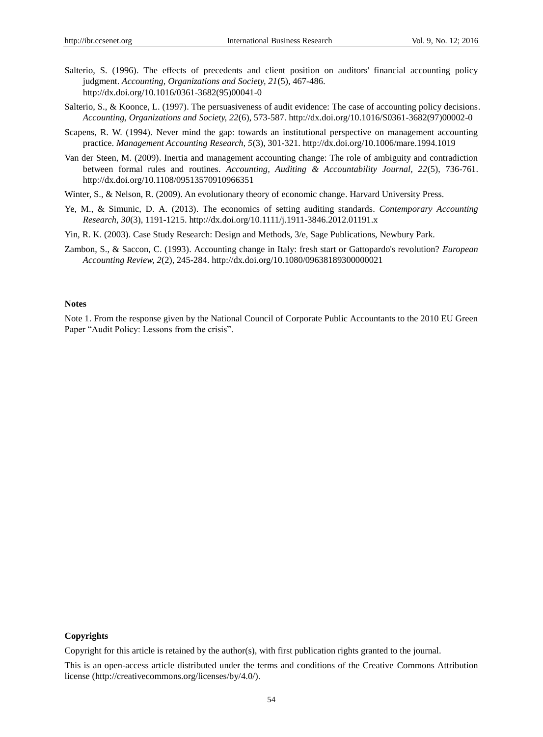Salterio, S. (1996). The effects of precedents and client position on auditors' financial accounting policy judgment. *Accounting, Organizations and Society, 21*(5), 467-486. http://dx.doi.org/10.1016/0361-3682(95)00041-0

Salterio, S., & Koonce, L. (1997). The persuasiveness of audit evidence: The case of accounting policy decisions. *Accounting, Organizations and Society, 22*(6), 573-587. http://dx.doi.org/10.1016/S0361-3682(97)00002-0

Scapens, R. W. (1994). Never mind the gap: towards an institutional perspective on management accounting practice. *Management Accounting Research, 5*(3), 301-321. http://dx.doi.org/10.1006/mare.1994.1019

Van der Steen, M. (2009). Inertia and management accounting change: The role of ambiguity and contradiction between formal rules and routines. *Accounting, Auditing & Accountability Journal, 22*(5), 736-761. http://dx.doi.org/10.1108/09513570910966351

Winter, S., & Nelson, R. (2009). An evolutionary theory of economic change. Harvard University Press.

Ye, M., & Simunic, D. A. (2013). The economics of setting auditing standards. *Contemporary Accounting Research, 30*(3), 1191-1215. http://dx.doi.org/10.1111/j.1911-3846.2012.01191.x

Yin, R. K. (2003). Case Study Research: Design and Methods, 3/e, Sage Publications, Newbury Park.

Zambon, S., & Saccon, C. (1993). Accounting change in Italy: fresh start or Gattopardo's revolution? *European Accounting Review, 2*(2), 245-284. http://dx.doi.org/10.1080/09638189300000021

**Notes**

Note 1. From the response given by the National Council of Corporate Public Accountants to the 2010 EU Green Paper "Audit Policy: Lessons from the crisis".

**Copyrights**

Copyright for this article is retained by the author(s), with first publication rights granted to the journal.

This is an open-access article distributed under the terms and conditions of the Creative Commons Attribution license (http://creativecommons.org/licenses/by/4.0/).